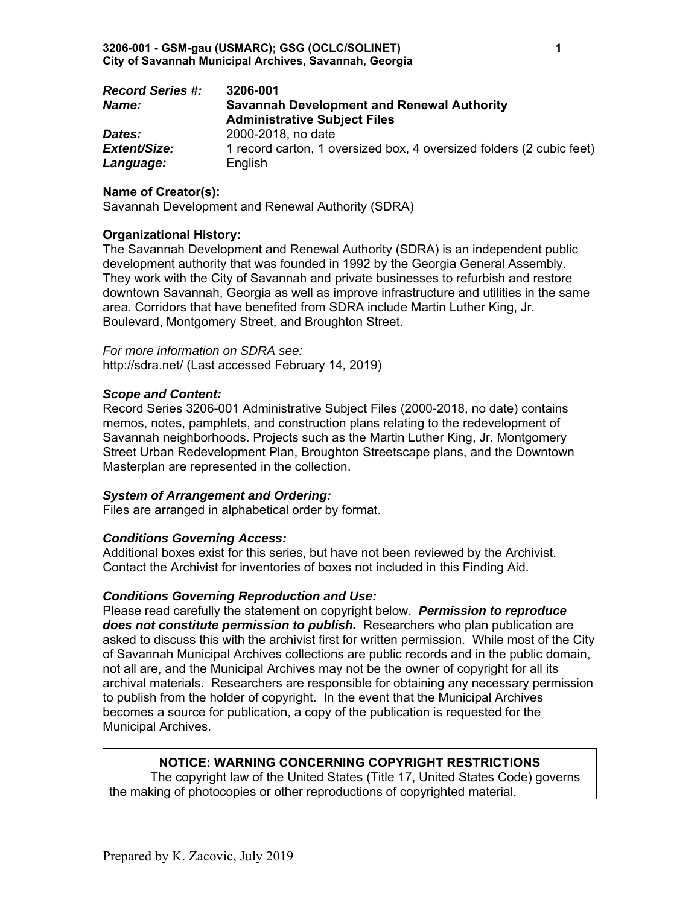**3206-001 - GSM-gau (USMARC); GSG (OCLC/SOLINET)**
**City of Savannah Municipal Archives, Savannah, Georgia**

| | |
|---|---|
| ***Record Series #:*** | **3206-001** |
| ***Name:*** | **Savannah Development and Renewal Authority Administrative Subject Files** |
| ***Dates:*** | 2000-2018, no date |
| ***Extent/Size:*** | 1 record carton, 1 oversized box, 4 oversized folders (2 cubic feet) |
| ***Language:*** | English |

**Name of Creator(s):**
Savannah Development and Renewal Authority (SDRA)

**Organizational History:**
The Savannah Development and Renewal Authority (SDRA) is an independent public development authority that was founded in 1992 by the Georgia General Assembly. They work with the City of Savannah and private businesses to refurbish and restore downtown Savannah, Georgia as well as improve infrastructure and utilities in the same area. Corridors that have benefited from SDRA include Martin Luther King, Jr. Boulevard, Montgomery Street, and Broughton Street.

*For more information on SDRA see:*
http://sdra.net/ (Last accessed February 14, 2019)

***Scope and Content:***
Record Series 3206-001 Administrative Subject Files (2000-2018, no date) contains memos, notes, pamphlets, and construction plans relating to the redevelopment of Savannah neighborhoods. Projects such as the Martin Luther King, Jr. Montgomery Street Urban Redevelopment Plan, Broughton Streetscape plans, and the Downtown Masterplan are represented in the collection.

***System of Arrangement and Ordering:***
Files are arranged in alphabetical order by format.

***Conditions Governing Access:***
Additional boxes exist for this series, but have not been reviewed by the Archivist. Contact the Archivist for inventories of boxes not included in this Finding Aid.

***Conditions Governing Reproduction and Use:***
Please read carefully the statement on copyright below. ***Permission to reproduce does not constitute permission to publish.*** Researchers who plan publication are asked to discuss this with the archivist first for written permission. While most of the City of Savannah Municipal Archives collections are public records and in the public domain, not all are, and the Municipal Archives may not be the owner of copyright for all its archival materials. Researchers are responsible for obtaining any necessary permission to publish from the holder of copyright. In the event that the Municipal Archives becomes a source for publication, a copy of the publication is requested for the Municipal Archives.

**NOTICE: WARNING CONCERNING COPYRIGHT RESTRICTIONS**
The copyright law of the United States (Title 17, United States Code) governs the making of photocopies or other reproductions of copyrighted material.

Prepared by K. Zacovic, July 2019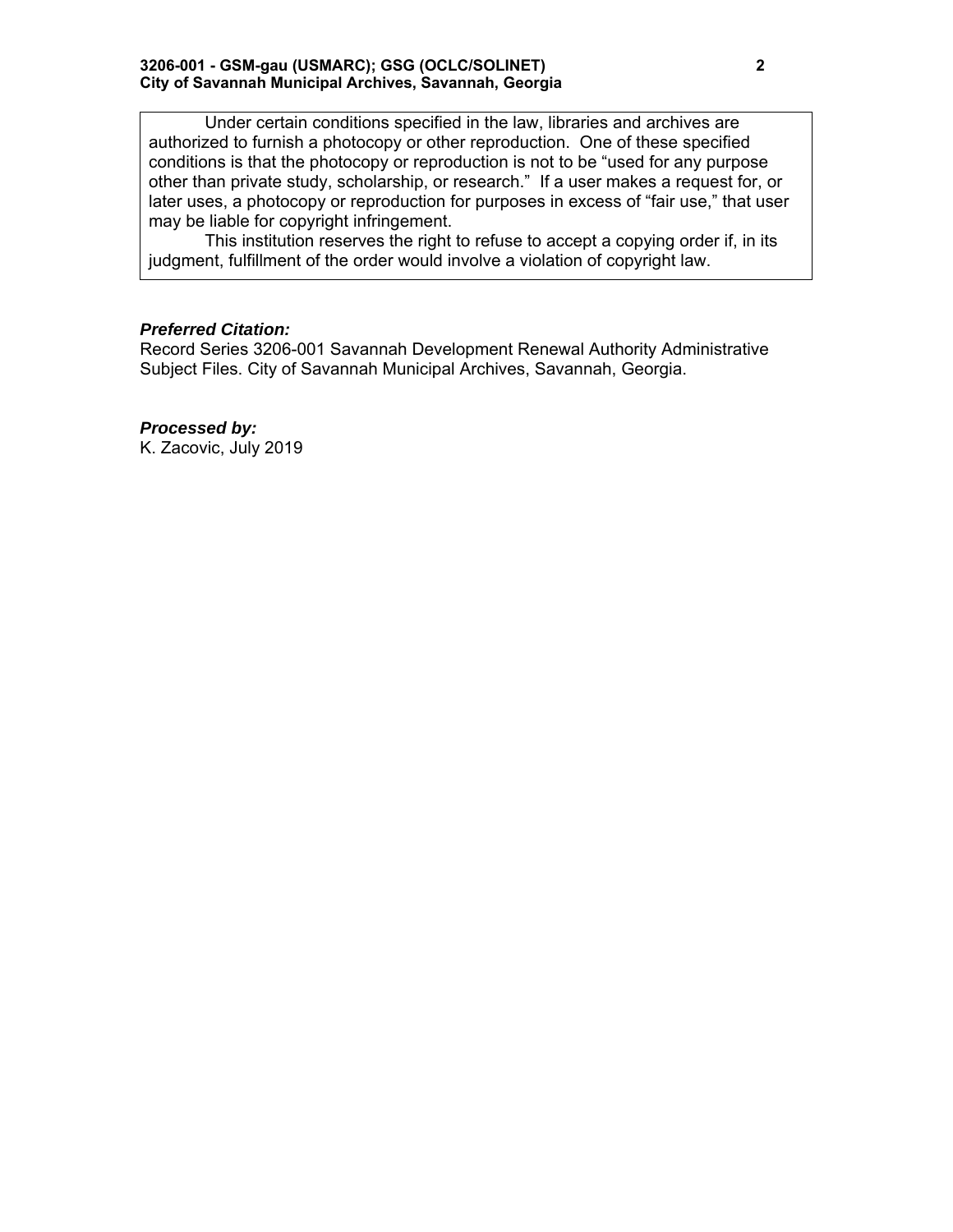Under certain conditions specified in the law, libraries and archives are authorized to furnish a photocopy or other reproduction. One of these specified conditions is that the photocopy or reproduction is not to be "used for any purpose other than private study, scholarship, or research." If a user makes a request for, or later uses, a photocopy or reproduction for purposes in excess of "fair use," that user may be liable for copyright infringement.

This institution reserves the right to refuse to accept a copying order if, in its judgment, fulfillment of the order would involve a violation of copyright law.

***Preferred Citation:***

Record Series 3206-001 Savannah Development Renewal Authority Administrative Subject Files. City of Savannah Municipal Archives, Savannah, Georgia.

***Processed by:***

K. Zacovic, July 2019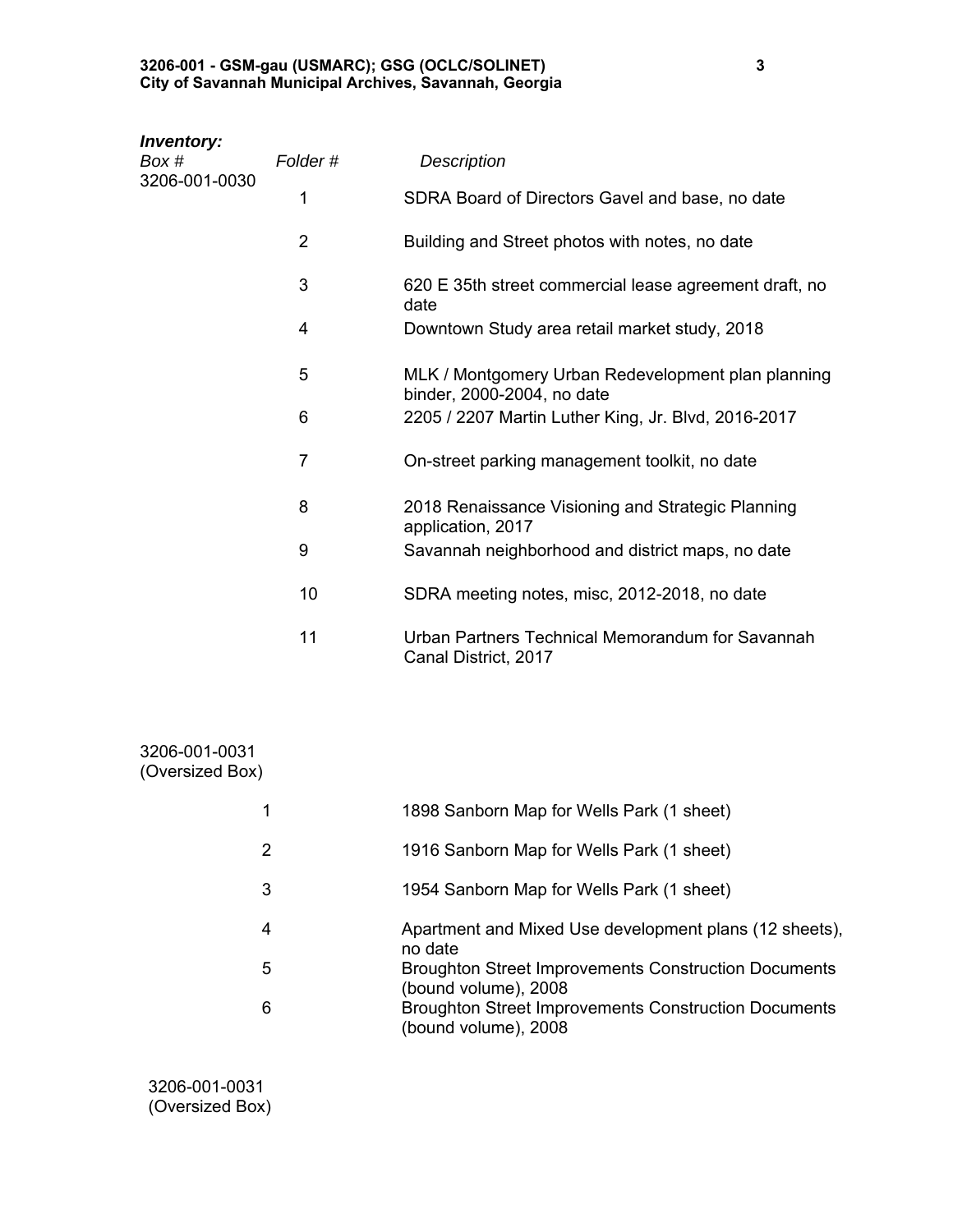***Inventory:***

| *Box #* | *Folder #* | *Description* |
|---|---|---|
| 3206-001-0030 | 1 | SDRA Board of Directors Gavel and base, no date |
| | 2 | Building and Street photos with notes, no date |
| | 3 | 620 E 35th street commercial lease agreement draft, no date |
| | 4 | Downtown Study area retail market study, 2018 |
| | 5 | MLK / Montgomery Urban Redevelopment plan planning binder, 2000-2004, no date |
| | 6 | 2205 / 2207 Martin Luther King, Jr. Blvd, 2016-2017 |
| | 7 | On-street parking management toolkit, no date |
| | 8 | 2018 Renaissance Visioning and Strategic Planning application, 2017 |
| | 9 | Savannah neighborhood and district maps, no date |
| | 10 | SDRA meeting notes, misc, 2012-2018, no date |
| | 11 | Urban Partners Technical Memorandum for Savannah Canal District, 2017 |
| 3206-001-0031 (Oversized Box) | | |
| | 1 | 1898 Sanborn Map for Wells Park (1 sheet) |
| | 2 | 1916 Sanborn Map for Wells Park (1 sheet) |
| | 3 | 1954 Sanborn Map for Wells Park (1 sheet) |
| | 4 | Apartment and Mixed Use development plans (12 sheets), no date |
| | 5 | Broughton Street Improvements Construction Documents (bound volume), 2008 |
| | 6 | Broughton Street Improvements Construction Documents (bound volume), 2008 |
| 3206-001-0031 (Oversized Box) | | |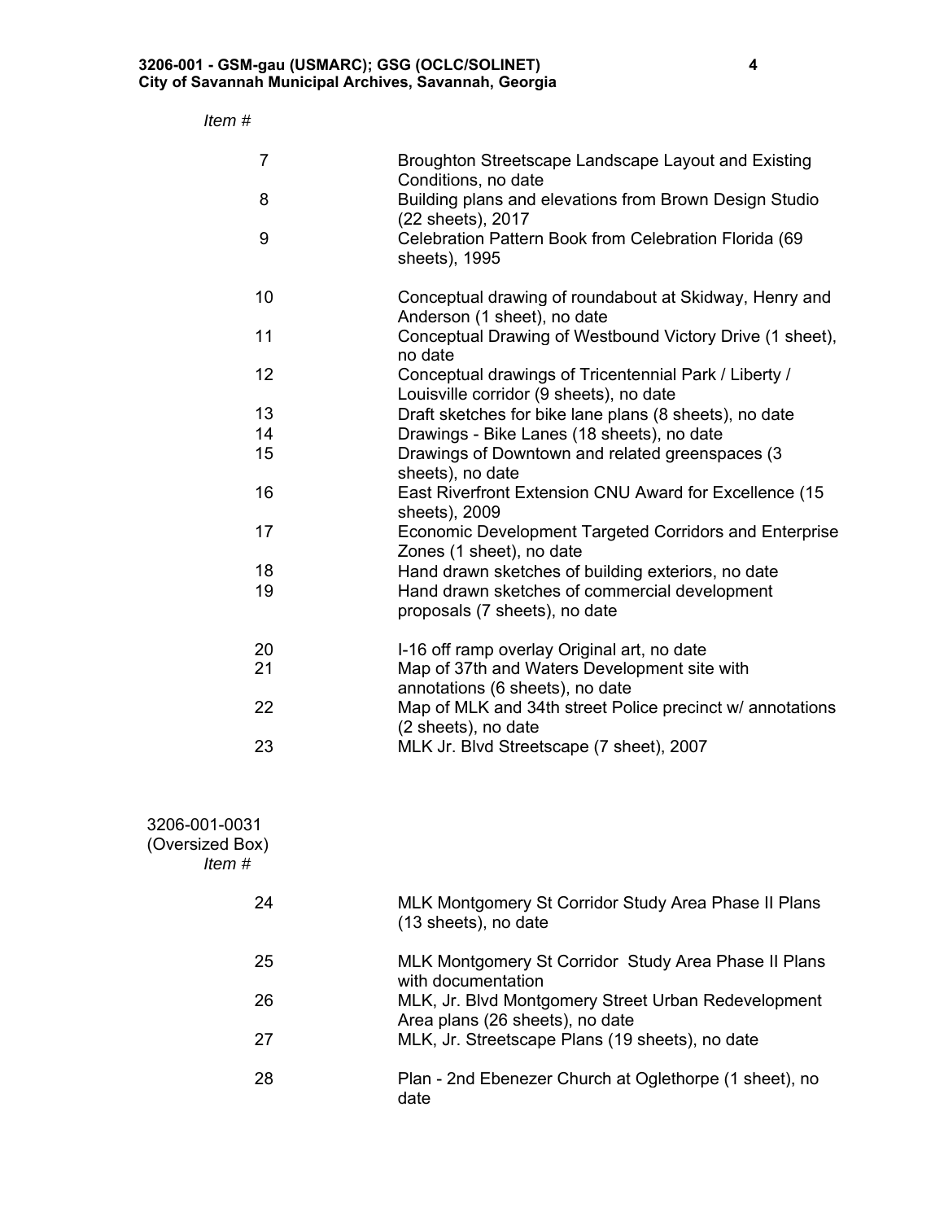*Item #*

| | |
|---|---|
| 7 | Broughton Streetscape Landscape Layout and Existing Conditions, no date |
| 8 | Building plans and elevations from Brown Design Studio (22 sheets), 2017 |
| 9 | Celebration Pattern Book from Celebration Florida (69 sheets), 1995 |
| 10 | Conceptual drawing of roundabout at Skidway, Henry and Anderson (1 sheet), no date |
| 11 | Conceptual Drawing of Westbound Victory Drive (1 sheet), no date |
| 12 | Conceptual drawings of Tricentennial Park / Liberty / Louisville corridor (9 sheets), no date |
| 13 | Draft sketches for bike lane plans (8 sheets), no date |
| 14 | Drawings - Bike Lanes (18 sheets), no date |
| 15 | Drawings of Downtown and related greenspaces (3 sheets), no date |
| 16 | East Riverfront Extension CNU Award for Excellence (15 sheets), 2009 |
| 17 | Economic Development Targeted Corridors and Enterprise Zones (1 sheet), no date |
| 18 | Hand drawn sketches of building exteriors, no date |
| 19 | Hand drawn sketches of commercial development proposals (7 sheets), no date |
| 20 | I-16 off ramp overlay Original art, no date |
| 21 | Map of 37th and Waters Development site with annotations (6 sheets), no date |
| 22 | Map of MLK and 34th street Police precinct w/ annotations (2 sheets), no date |
| 23 | MLK Jr. Blvd Streetscape (7 sheet), 2007 |

3206-001-0031
(Oversized Box)
*Item #*

| | |
|---|---|
| 24 | MLK Montgomery St Corridor Study Area Phase II Plans (13 sheets), no date |
| 25 | MLK Montgomery St Corridor Study Area Phase II Plans with documentation |
| 26 | MLK, Jr. Blvd Montgomery Street Urban Redevelopment Area plans (26 sheets), no date |
| 27 | MLK, Jr. Streetscape Plans (19 sheets), no date |
| 28 | Plan - 2nd Ebenezer Church at Oglethorpe (1 sheet), no date |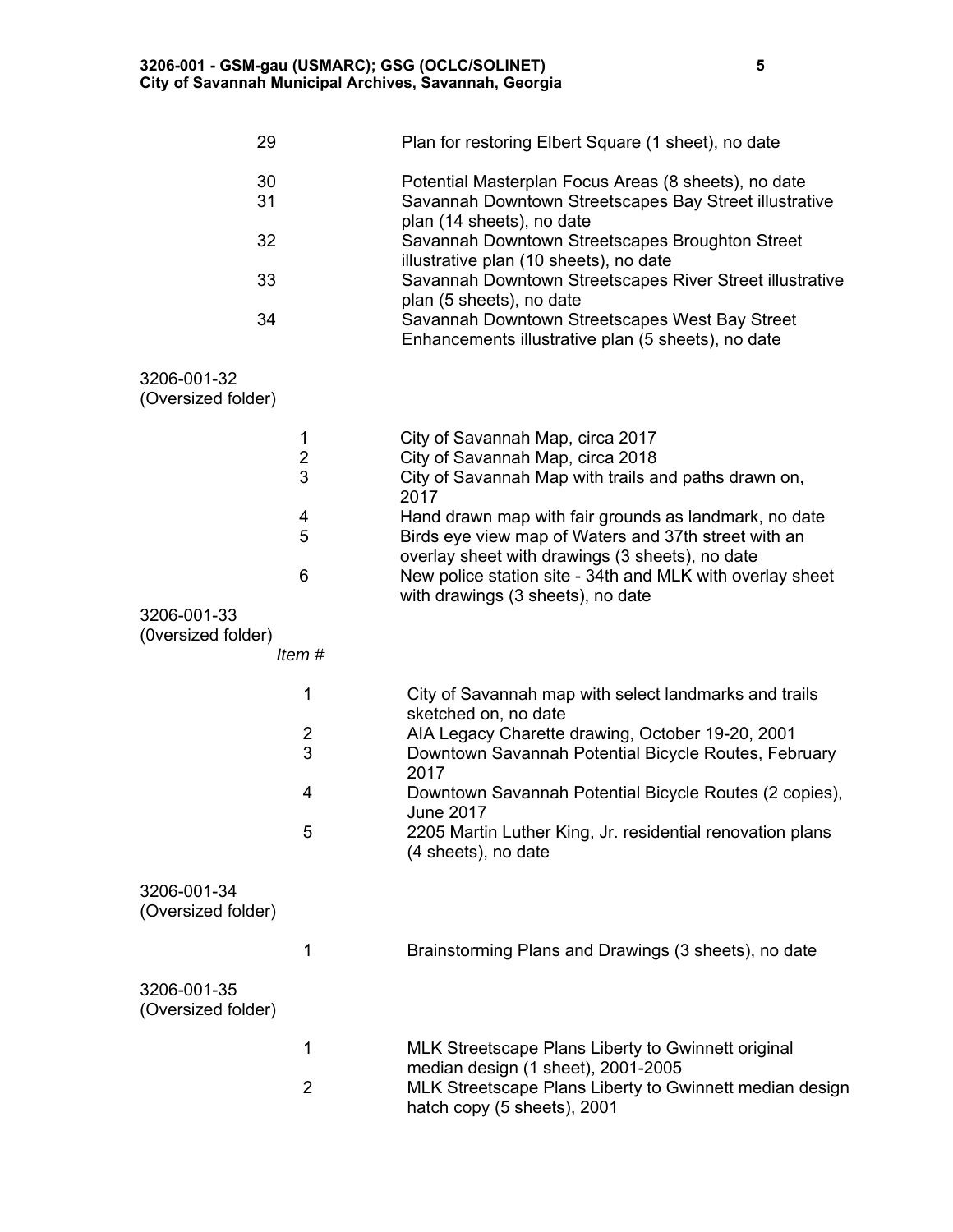| | |
|---|---|
| 29 | Plan for restoring Elbert Square (1 sheet), no date |
| 30 | Potential Masterplan Focus Areas (8 sheets), no date |
| 31 | Savannah Downtown Streetscapes Bay Street illustrative plan (14 sheets), no date |
| 32 | Savannah Downtown Streetscapes Broughton Street illustrative plan (10 sheets), no date |
| 33 | Savannah Downtown Streetscapes River Street illustrative plan (5 sheets), no date |
| 34 | Savannah Downtown Streetscapes West Bay Street Enhancements illustrative plan (5 sheets), no date |

3206-001-32
(Oversized folder)

| | |
|---|---|
| 1 | City of Savannah Map, circa 2017 |
| 2 | City of Savannah Map, circa 2018 |
| 3 | City of Savannah Map with trails and paths drawn on, 2017 |
| 4 | Hand drawn map with fair grounds as landmark, no date |
| 5 | Birds eye view map of Waters and 37th street with an overlay sheet with drawings (3 sheets), no date |
| 6 | New police station site - 34th and MLK with overlay sheet with drawings (3 sheets), no date |

3206-001-33
(0versized folder)

| *Item #* | |
|---|---|
| 1 | City of Savannah map with select landmarks and trails sketched on, no date |
| 2 | AIA Legacy Charette drawing, October 19-20, 2001 |
| 3 | Downtown Savannah Potential Bicycle Routes, February 2017 |
| 4 | Downtown Savannah Potential Bicycle Routes (2 copies), June 2017 |
| 5 | 2205 Martin Luther King, Jr. residential renovation plans (4 sheets), no date |

3206-001-34
(Oversized folder)

| | |
|---|---|
| 1 | Brainstorming Plans and Drawings (3 sheets), no date |

3206-001-35
(Oversized folder)

| | |
|---|---|
| 1 | MLK Streetscape Plans Liberty to Gwinnett original median design (1 sheet), 2001-2005 |
| 2 | MLK Streetscape Plans Liberty to Gwinnett median design hatch copy (5 sheets), 2001 |